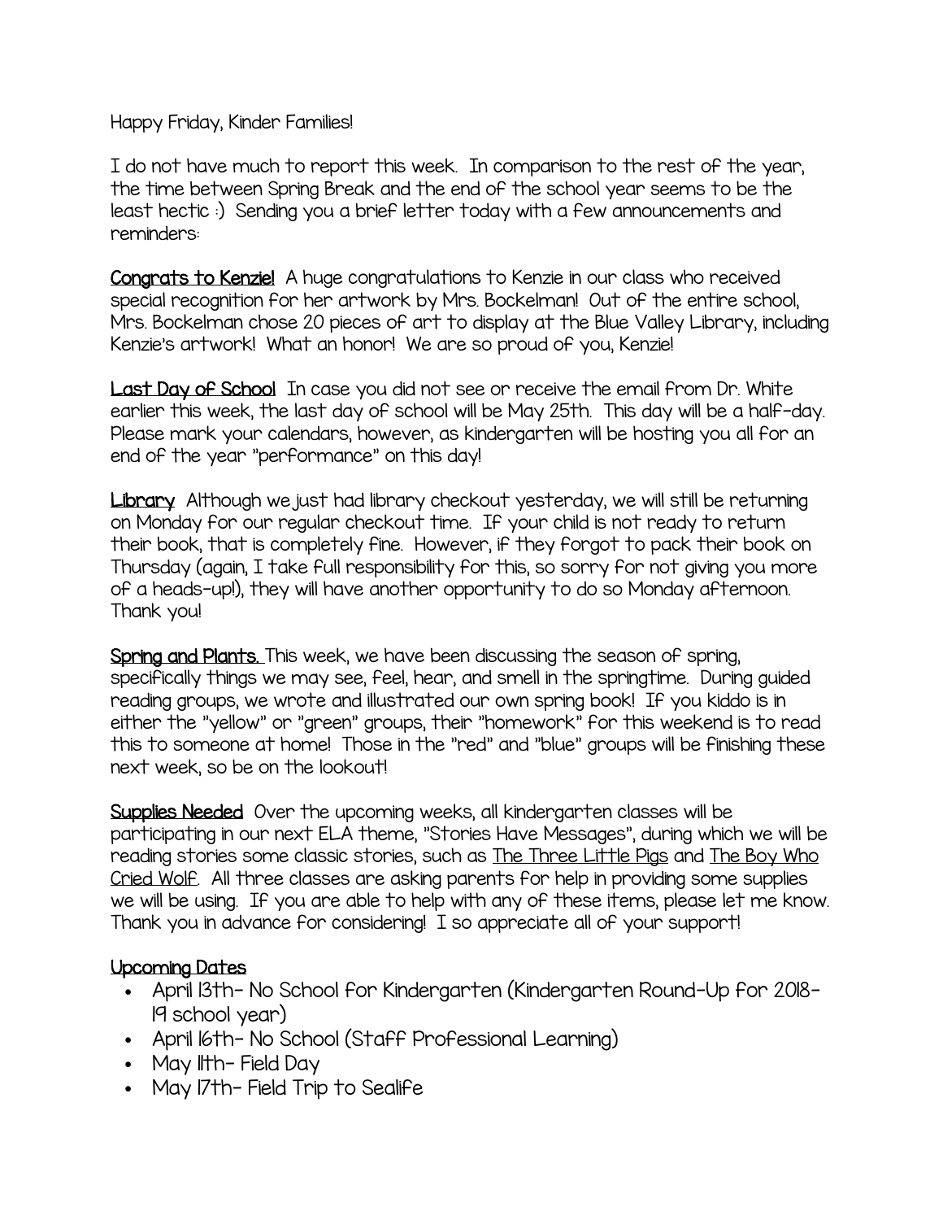Happy Friday, Kinder Families!

I do not have much to report this week. In comparison to the rest of the year, the time between Spring Break and the end of the school year seems to be the least hectic :) Sending you a brief letter today with a few announcements and reminders:

**Congrats to Kenzie!** A huge congratulations to Kenzie in our class who received special recognition for her artwork by Mrs. Bockelman! Out of the entire school, Mrs. Bockelman chose 20 pieces of art to display at the Blue Valley Library, including Kenzie's artwork! What an honor! We are so proud of you, Kenzie!

**Last Day of School** In case you did not see or receive the email from Dr. White earlier this week, the last day of school will be May 25th. This day will be a half-day. Please mark your calendars, however, as kindergarten will be hosting you all for an end of the year "performance" on this day!

**Library** Although we just had library checkout yesterday, we will still be returning on Monday for our regular checkout time. If your child is not ready to return their book, that is completely fine. However, if they forgot to pack their book on Thursday (again, I take full responsibility for this, so sorry for not giving you more of a heads-up!), they will have another opportunity to do so Monday afternoon. Thank you!

**Spring and Plants.** This week, we have been discussing the season of spring, specifically things we may see, feel, hear, and smell in the springtime. During guided reading groups, we wrote and illustrated our own spring book! If you kiddo is in either the "yellow" or "green" groups, their "homework" for this weekend is to read this to someone at home! Those in the "red" and "blue" groups will be finishing these next week, so be on the lookout!

**Supplies Needed** Over the upcoming weeks, all kindergarten classes will be participating in our next ELA theme, "Stories Have Messages", during which we will be reading stories some classic stories, such as The Three Little Pigs and The Boy Who Cried Wolf. All three classes are asking parents for help in providing some supplies we will be using. If you are able to help with any of these items, please let me know. Thank you in advance for considering! I so appreciate all of your support!

**Upcoming Dates**

- April 13th- No School for Kindergarten (Kindergarten Round-Up for 2018-19 school year)
- April 16th- No School (Staff Professional Learning)
- May 11th- Field Day
- May 17th- Field Trip to Sealife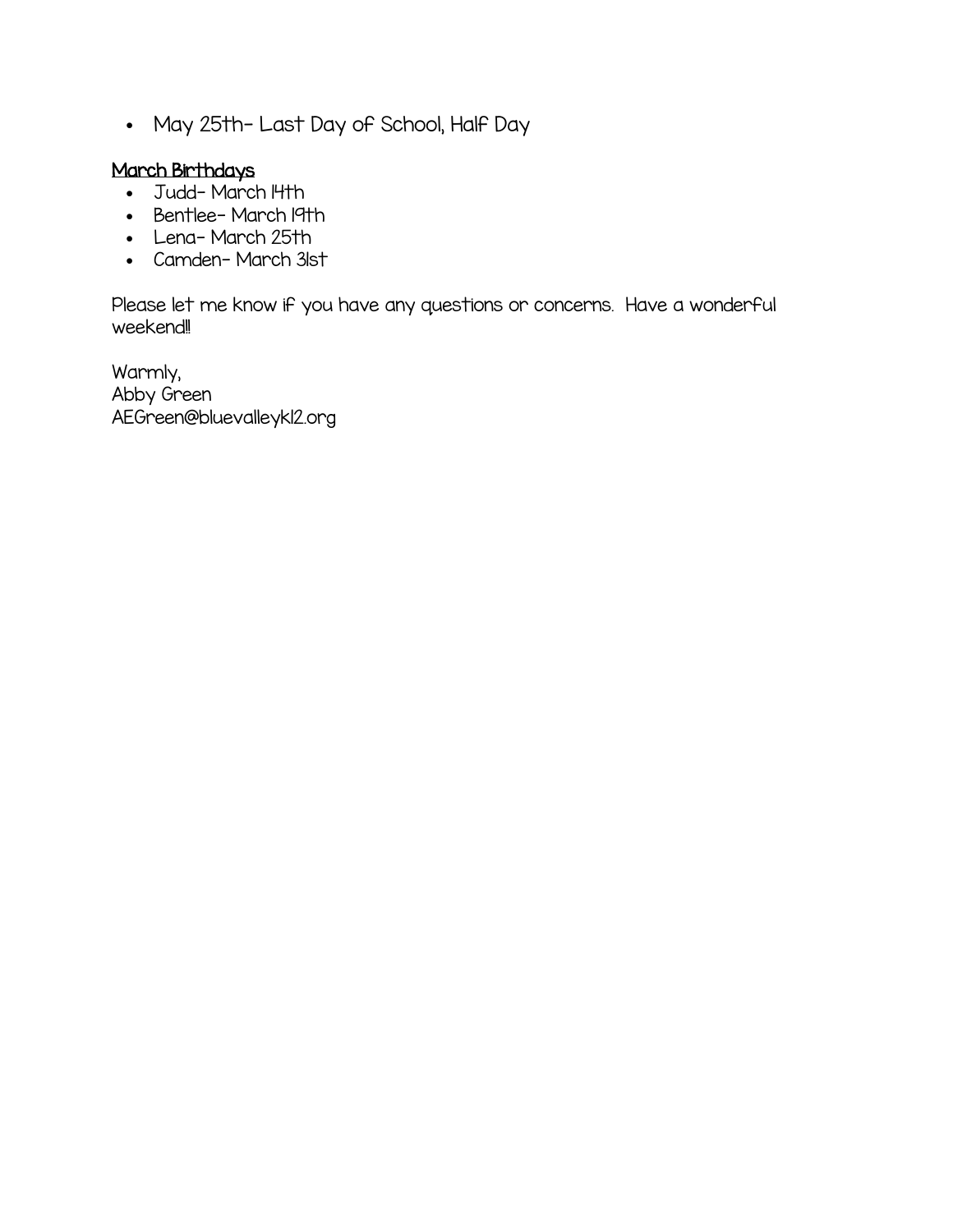- May 25th- Last Day of School, Half Day

**March Birthdays**

- Judd- March 14th
- Bentlee- March 19th
- Lena- March 25th
- Camden- March 31st

Please let me know if you have any questions or concerns. Have a wonderful weekend!!

Warmly,
Abby Green
AEGreen@bluevalleyk12.org